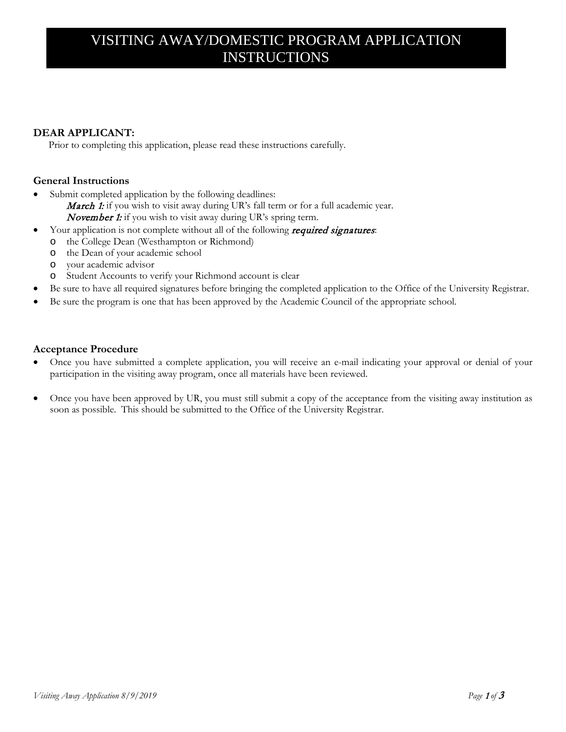# VISITING AWAY/DOMESTIC PROGRAM APPLICATION INSTRUCTIONS

**DEAR APPLICANT:**

Prior to completing this application, please read these instructions carefully.

### General Instructions

- Submit completed application by the following deadlines:
  - ***March 1:*** if you wish to visit away during UR's fall term or for a full academic year.
  - ***November 1:*** if you wish to visit away during UR's spring term.
- Your application is not complete without all of the following ***required signatures***:
  - the College Dean (Westhampton or Richmond)
  - the Dean of your academic school
  - your academic advisor
  - Student Accounts to verify your Richmond account is clear
- Be sure to have all required signatures before bringing the completed application to the Office of the University Registrar.
- Be sure the program is one that has been approved by the Academic Council of the appropriate school.

### Acceptance Procedure

- Once you have submitted a complete application, you will receive an e-mail indicating your approval or denial of your participation in the visiting away program, once all materials have been reviewed.
- Once you have been approved by UR, you must still submit a copy of the acceptance from the visiting away institution as soon as possible. This should be submitted to the Office of the University Registrar.

*Visiting Away Application 8/9/2019*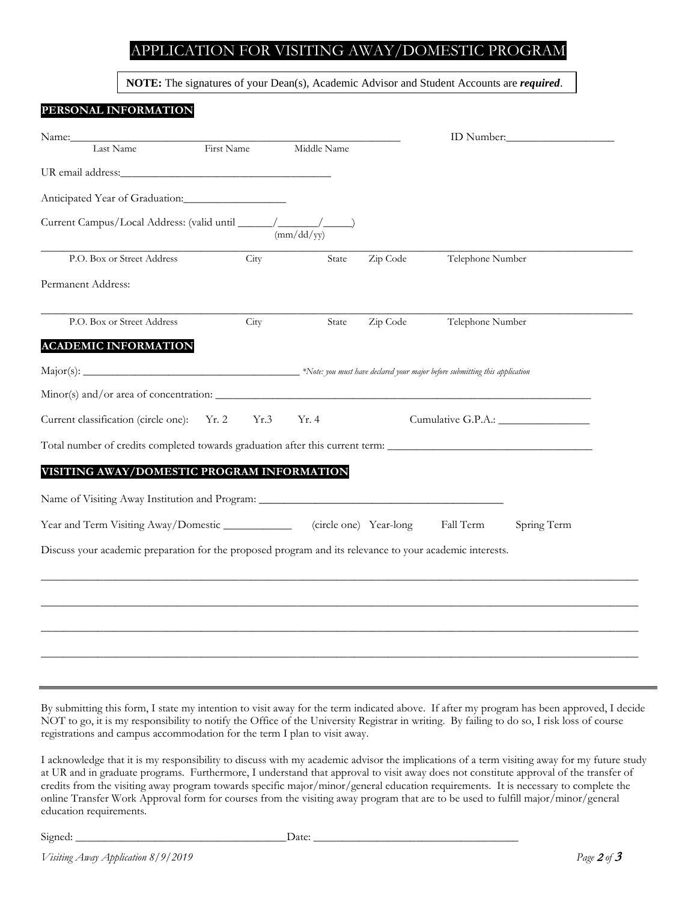# APPLICATION FOR VISITING AWAY/DOMESTIC PROGRAM

**NOTE:** The signatures of your Dean(s), Academic Advisor and Student Accounts are ***required***.

## PERSONAL INFORMATION

Name:_______________________________________________________________ ID Number:___________________

Last Name First Name Middle Name

UR email address:_____________________________________

Anticipated Year of Graduation:__________________

Current Campus/Local Address: (valid until ______/_______/_____)
(mm/dd/yy)

_______________________________________________________________________________________________

P.O. Box or Street Address City State Zip Code Telephone Number

Permanent Address:

_______________________________________________________________________________________________

P.O. Box or Street Address City State Zip Code Telephone Number

## ACADEMIC INFORMATION

Major(s): ______________________________________ *\*Note: you must have declared your major before submitting this application*

Minor(s) and/or area of concentration: _______________________________________________________________

Current classification (circle one): Yr. 2 Yr.3 Yr. 4 Cumulative G.P.A.: ________________

Total number of credits completed towards graduation after this current term: ___________________________________

## VISITING AWAY/DOMESTIC PROGRAM INFORMATION

Name of Visiting Away Institution and Program: __________________________________________

Year and Term Visiting Away/Domestic ____________ (circle one) Year-long Fall Term Spring Term

Discuss your academic preparation for the proposed program and its relevance to your academic interests.

_______________________________________________________________________________________________

_______________________________________________________________________________________________

_______________________________________________________________________________________________

_______________________________________________________________________________________________

---

By submitting this form, I state my intention to visit away for the term indicated above. If after my program has been approved, I decide NOT to go, it is my responsibility to notify the Office of the University Registrar in writing. By failing to do so, I risk loss of course registrations and campus accommodation for the term I plan to visit away.

I acknowledge that it is my responsibility to discuss with my academic advisor the implications of a term visiting away for my future study at UR and in graduate programs. Furthermore, I understand that approval to visit away does not constitute approval of the transfer of credits from the visiting away program towards specific major/minor/general education requirements. It is necessary to complete the online Transfer Work Approval form for courses from the visiting away program that are to be used to fulfill major/minor/general education requirements.

Signed: _____________________________________Date: ___________________________________

*Visiting Away Application 8/9/2019*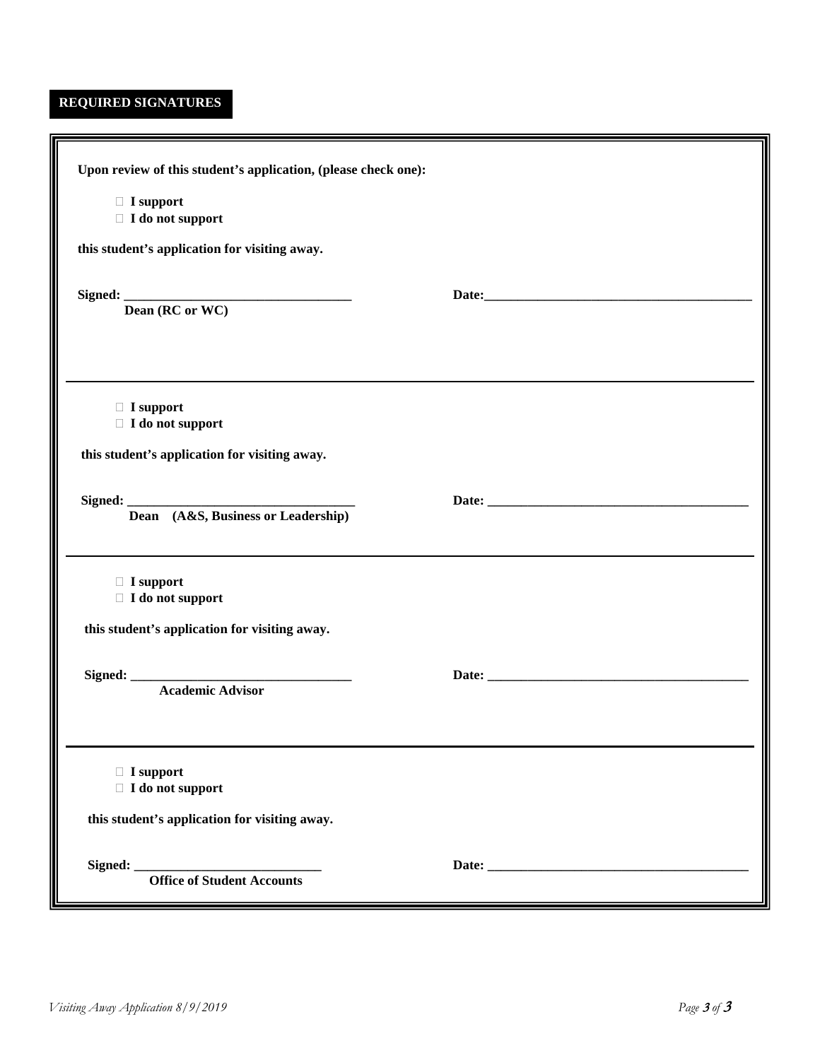## REQUIRED SIGNATURES

**Upon review of this student's application, (please check one):**

- ☐ **I support**
- ☐ **I do not support**

**this student's application for visiting away.**

**Signed:** ___________________________________ **Date:**__________________________________________
**Dean (RC or WC)**

---

- ☐ **I support**
- ☐ **I do not support**

**this student's application for visiting away.**

**Signed:** ___________________________________ **Date:** ________________________________________
**Dean (A&S, Business or Leadership)**

---

- ☐ **I support**
- ☐ **I do not support**

**this student's application for visiting away.**

**Signed:** _________________________________ **Date:** ________________________________________
**Academic Advisor**

---

- ☐ **I support**
- ☐ **I do not support**

**this student's application for visiting away.**

**Signed:** ____________________________ **Date:** ________________________________________
**Office of Student Accounts**